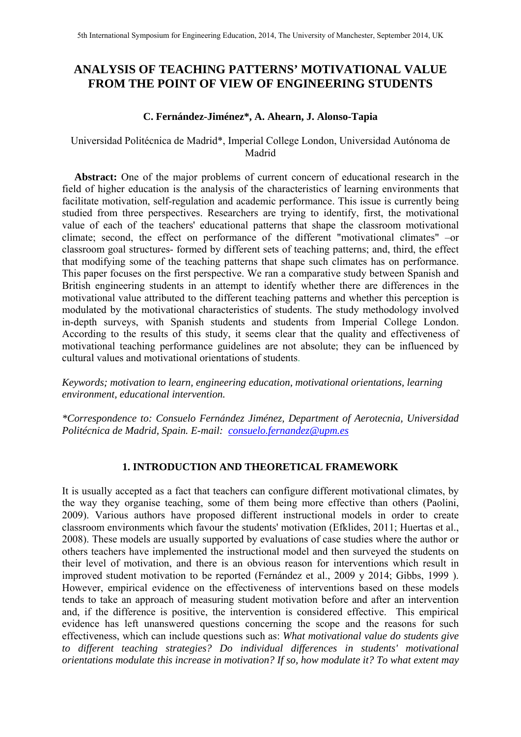# ANALYSIS OF TEACHING PATTERNS' MOTIVATIONAL VALUE FROM THE POINT OF VIEW OF ENGINEERING STUDENTS

**C. Fernández-Jiménez\*, A. Ahearn, J. Alonso-Tapia**

Universidad Politécnica de Madrid\*, Imperial College London, Universidad Autónoma de Madrid

**Abstract:** One of the major problems of current concern of educational research in the field of higher education is the analysis of the characteristics of learning environments that facilitate motivation, self-regulation and academic performance. This issue is currently being studied from three perspectives. Researchers are trying to identify, first, the motivational value of each of the teachers' educational patterns that shape the classroom motivational climate; second, the effect on performance of the different "motivational climates" –or classroom goal structures- formed by different sets of teaching patterns; and, third, the effect that modifying some of the teaching patterns that shape such climates has on performance. This paper focuses on the first perspective. We ran a comparative study between Spanish and British engineering students in an attempt to identify whether there are differences in the motivational value attributed to the different teaching patterns and whether this perception is modulated by the motivational characteristics of students. The study methodology involved in-depth surveys, with Spanish students and students from Imperial College London. According to the results of this study, it seems clear that the quality and effectiveness of motivational teaching performance guidelines are not absolute; they can be influenced by cultural values and motivational orientations of students.

*Keywords; motivation to learn, engineering education, motivational orientations, learning environment, educational intervention.*

*\*Correspondence to: Consuelo Fernández Jiménez, Department of Aerotecnia, Universidad Politécnica de Madrid, Spain. E-mail: consuelo.fernandez@upm.es*

## 1. INTRODUCTION AND THEORETICAL FRAMEWORK

It is usually accepted as a fact that teachers can configure different motivational climates, by the way they organise teaching, some of them being more effective than others (Paolini, 2009). Various authors have proposed different instructional models in order to create classroom environments which favour the students' motivation (Efklides, 2011; Huertas et al., 2008). These models are usually supported by evaluations of case studies where the author or others teachers have implemented the instructional model and then surveyed the students on their level of motivation, and there is an obvious reason for interventions which result in improved student motivation to be reported (Fernández et al., 2009 y 2014; Gibbs, 1999 ). However, empirical evidence on the effectiveness of interventions based on these models tends to take an approach of measuring student motivation before and after an intervention and, if the difference is positive, the intervention is considered effective. This empirical evidence has left unanswered questions concerning the scope and the reasons for such effectiveness, which can include questions such as: *What motivational value do students give to different teaching strategies? Do individual differences in students' motivational orientations modulate this increase in motivation? If so, how modulate it? To what extent may*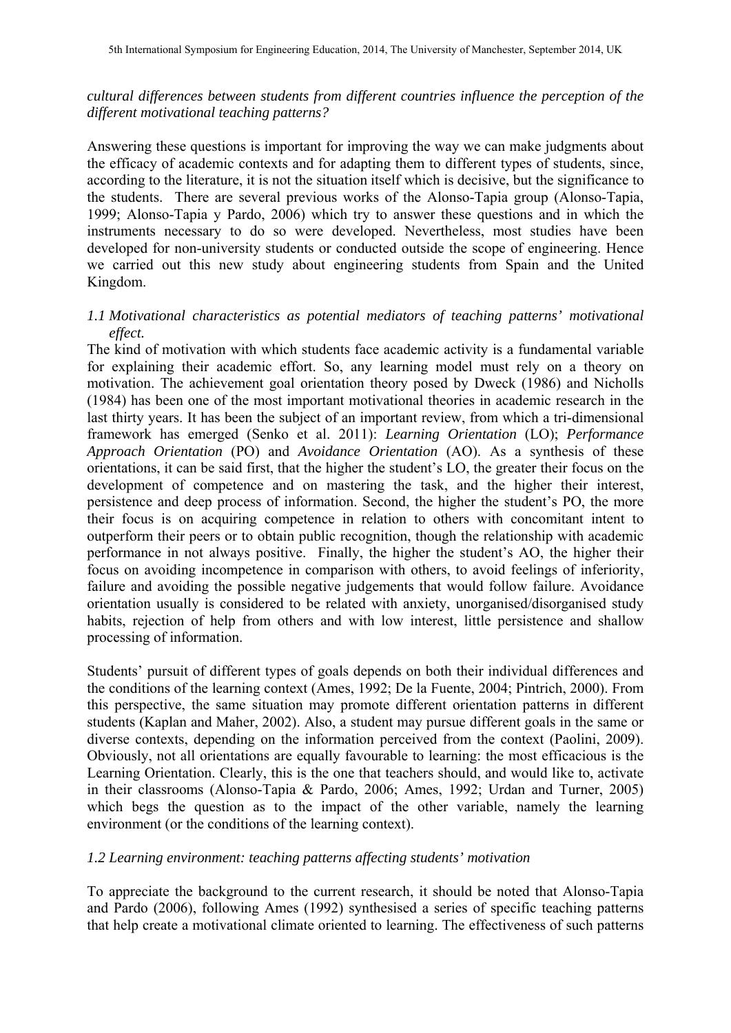*cultural differences between students from different countries influence the perception of the different motivational teaching patterns?*

Answering these questions is important for improving the way we can make judgments about the efficacy of academic contexts and for adapting them to different types of students, since, according to the literature, it is not the situation itself which is decisive, but the significance to the students. There are several previous works of the Alonso-Tapia group (Alonso-Tapia, 1999; Alonso-Tapia y Pardo, 2006) which try to answer these questions and in which the instruments necessary to do so were developed. Nevertheless, most studies have been developed for non-university students or conducted outside the scope of engineering. Hence we carried out this new study about engineering students from Spain and the United Kingdom.

### *1.1 Motivational characteristics as potential mediators of teaching patterns' motivational effect.*

The kind of motivation with which students face academic activity is a fundamental variable for explaining their academic effort. So, any learning model must rely on a theory on motivation. The achievement goal orientation theory posed by Dweck (1986) and Nicholls (1984) has been one of the most important motivational theories in academic research in the last thirty years. It has been the subject of an important review, from which a tri-dimensional framework has emerged (Senko et al. 2011): *Learning Orientation* (LO); *Performance Approach Orientation* (PO) and *Avoidance Orientation* (AO). As a synthesis of these orientations, it can be said first, that the higher the student's LO, the greater their focus on the development of competence and on mastering the task, and the higher their interest, persistence and deep process of information. Second, the higher the student's PO, the more their focus is on acquiring competence in relation to others with concomitant intent to outperform their peers or to obtain public recognition, though the relationship with academic performance in not always positive. Finally, the higher the student's AO, the higher their focus on avoiding incompetence in comparison with others, to avoid feelings of inferiority, failure and avoiding the possible negative judgements that would follow failure. Avoidance orientation usually is considered to be related with anxiety, unorganised/disorganised study habits, rejection of help from others and with low interest, little persistence and shallow processing of information.

Students' pursuit of different types of goals depends on both their individual differences and the conditions of the learning context (Ames, 1992; De la Fuente, 2004; Pintrich, 2000). From this perspective, the same situation may promote different orientation patterns in different students (Kaplan and Maher, 2002). Also, a student may pursue different goals in the same or diverse contexts, depending on the information perceived from the context (Paolini, 2009). Obviously, not all orientations are equally favourable to learning: the most efficacious is the Learning Orientation. Clearly, this is the one that teachers should, and would like to, activate in their classrooms (Alonso-Tapia & Pardo, 2006; Ames, 1992; Urdan and Turner, 2005) which begs the question as to the impact of the other variable, namely the learning environment (or the conditions of the learning context).

### *1.2 Learning environment: teaching patterns affecting students' motivation*

To appreciate the background to the current research, it should be noted that Alonso-Tapia and Pardo (2006), following Ames (1992) synthesised a series of specific teaching patterns that help create a motivational climate oriented to learning. The effectiveness of such patterns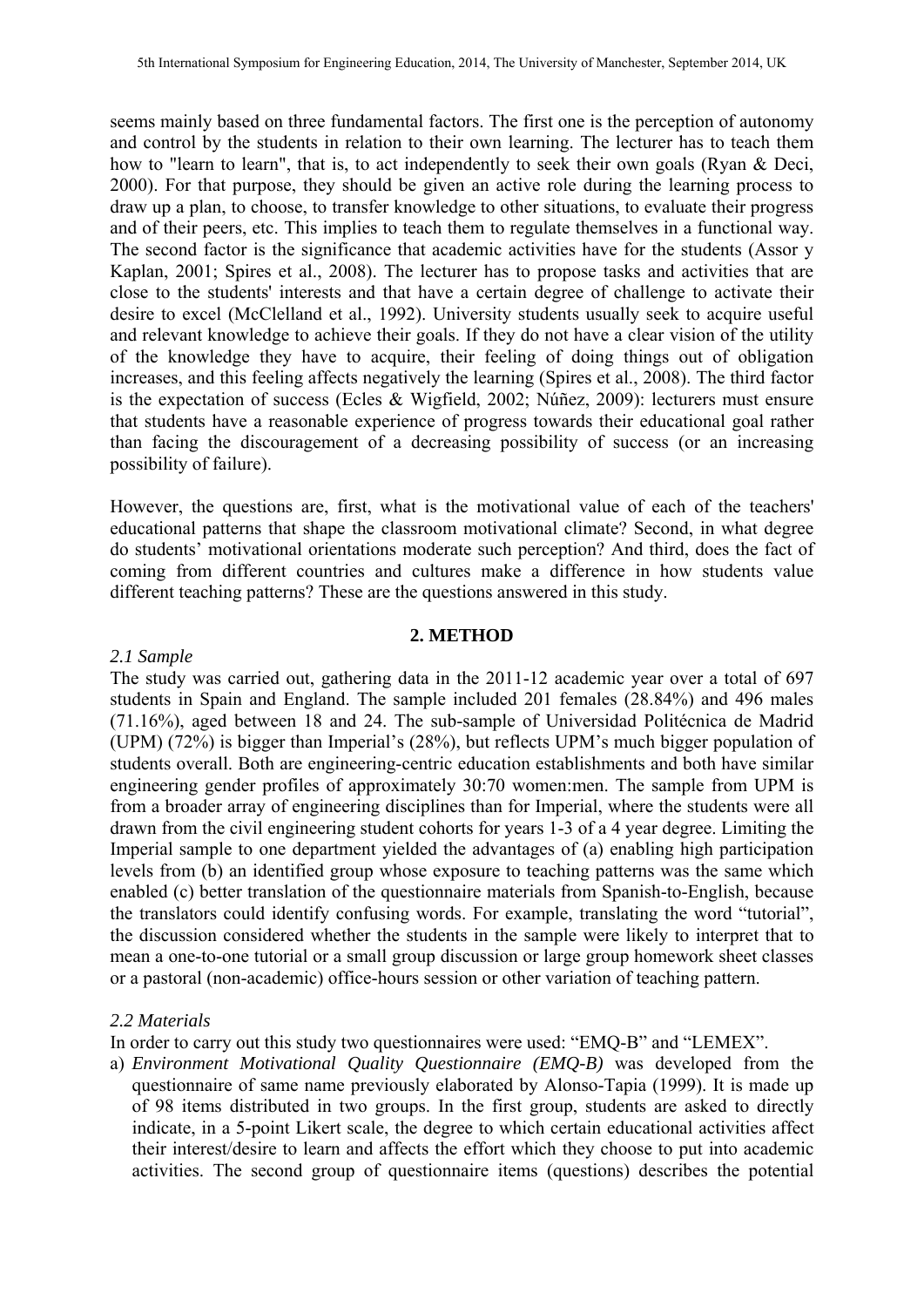seems mainly based on three fundamental factors. The first one is the perception of autonomy and control by the students in relation to their own learning. The lecturer has to teach them how to "learn to learn", that is, to act independently to seek their own goals (Ryan & Deci, 2000). For that purpose, they should be given an active role during the learning process to draw up a plan, to choose, to transfer knowledge to other situations, to evaluate their progress and of their peers, etc. This implies to teach them to regulate themselves in a functional way. The second factor is the significance that academic activities have for the students (Assor y Kaplan, 2001; Spires et al., 2008). The lecturer has to propose tasks and activities that are close to the students' interests and that have a certain degree of challenge to activate their desire to excel (McClelland et al., 1992). University students usually seek to acquire useful and relevant knowledge to achieve their goals. If they do not have a clear vision of the utility of the knowledge they have to acquire, their feeling of doing things out of obligation increases, and this feeling affects negatively the learning (Spires et al., 2008). The third factor is the expectation of success (Ecles & Wigfield, 2002; Núñez, 2009): lecturers must ensure that students have a reasonable experience of progress towards their educational goal rather than facing the discouragement of a decreasing possibility of success (or an increasing possibility of failure).

However, the questions are, first, what is the motivational value of each of the teachers' educational patterns that shape the classroom motivational climate? Second, in what degree do students' motivational orientations moderate such perception? And third, does the fact of coming from different countries and cultures make a difference in how students value different teaching patterns? These are the questions answered in this study.

## 2. METHOD

### *2.1 Sample*

The study was carried out, gathering data in the 2011-12 academic year over a total of 697 students in Spain and England. The sample included 201 females (28.84%) and 496 males (71.16%), aged between 18 and 24. The sub-sample of Universidad Politécnica de Madrid (UPM) (72%) is bigger than Imperial's (28%), but reflects UPM's much bigger population of students overall. Both are engineering-centric education establishments and both have similar engineering gender profiles of approximately 30:70 women:men. The sample from UPM is from a broader array of engineering disciplines than for Imperial, where the students were all drawn from the civil engineering student cohorts for years 1-3 of a 4 year degree. Limiting the Imperial sample to one department yielded the advantages of (a) enabling high participation levels from (b) an identified group whose exposure to teaching patterns was the same which enabled (c) better translation of the questionnaire materials from Spanish-to-English, because the translators could identify confusing words. For example, translating the word "tutorial", the discussion considered whether the students in the sample were likely to interpret that to mean a one-to-one tutorial or a small group discussion or large group homework sheet classes or a pastoral (non-academic) office-hours session or other variation of teaching pattern.

### *2.2 Materials*

In order to carry out this study two questionnaires were used: "EMQ-B" and "LEMEX".

a) *Environment Motivational Quality Questionnaire (EMQ-B)* was developed from the questionnaire of same name previously elaborated by Alonso-Tapia (1999). It is made up of 98 items distributed in two groups. In the first group, students are asked to directly indicate, in a 5-point Likert scale, the degree to which certain educational activities affect their interest/desire to learn and affects the effort which they choose to put into academic activities. The second group of questionnaire items (questions) describes the potential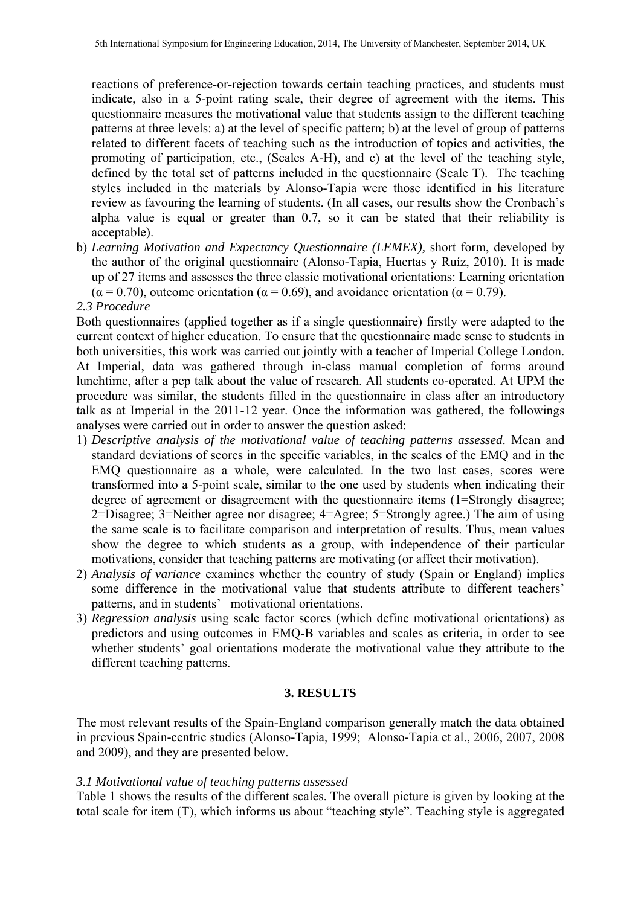reactions of preference-or-rejection towards certain teaching practices, and students must indicate, also in a 5-point rating scale, their degree of agreement with the items. This questionnaire measures the motivational value that students assign to the different teaching patterns at three levels: a) at the level of specific pattern; b) at the level of group of patterns related to different facets of teaching such as the introduction of topics and activities, the promoting of participation, etc., (Scales A-H), and c) at the level of the teaching style, defined by the total set of patterns included in the questionnaire (Scale T). The teaching styles included in the materials by Alonso-Tapia were those identified in his literature review as favouring the learning of students. (In all cases, our results show the Cronbach's alpha value is equal or greater than 0.7, so it can be stated that their reliability is acceptable).

b) *Learning Motivation and Expectancy Questionnaire (LEMEX),* short form, developed by the author of the original questionnaire (Alonso-Tapia, Huertas y Ruíz, 2010). It is made up of 27 items and assesses the three classic motivational orientations: Learning orientation ($\alpha = 0.70$), outcome orientation ($\alpha = 0.69$), and avoidance orientation ($\alpha = 0.79$).

*2.3 Procedure*

Both questionnaires (applied together as if a single questionnaire) firstly were adapted to the current context of higher education. To ensure that the questionnaire made sense to students in both universities, this work was carried out jointly with a teacher of Imperial College London. At Imperial, data was gathered through in-class manual completion of forms around lunchtime, after a pep talk about the value of research. All students co-operated. At UPM the procedure was similar, the students filled in the questionnaire in class after an introductory talk as at Imperial in the 2011-12 year. Once the information was gathered, the followings analyses were carried out in order to answer the question asked:

1) *Descriptive analysis of the motivational value of teaching patterns assessed*. Mean and standard deviations of scores in the specific variables, in the scales of the EMQ and in the EMQ questionnaire as a whole, were calculated. In the two last cases, scores were transformed into a 5-point scale, similar to the one used by students when indicating their degree of agreement or disagreement with the questionnaire items (1=Strongly disagree; 2=Disagree; 3=Neither agree nor disagree; 4=Agree; 5=Strongly agree.) The aim of using the same scale is to facilitate comparison and interpretation of results. Thus, mean values show the degree to which students as a group, with independence of their particular motivations, consider that teaching patterns are motivating (or affect their motivation).
2) *Analysis of variance* examines whether the country of study (Spain or England) implies some difference in the motivational value that students attribute to different teachers' patterns, and in students' motivational orientations.
3) *Regression analysis* using scale factor scores (which define motivational orientations) as predictors and using outcomes in EMQ-B variables and scales as criteria, in order to see whether students' goal orientations moderate the motivational value they attribute to the different teaching patterns.

## 3. RESULTS

The most relevant results of the Spain-England comparison generally match the data obtained in previous Spain-centric studies (Alonso-Tapia, 1999; Alonso-Tapia et al., 2006, 2007, 2008 and 2009), and they are presented below.

*3.1 Motivational value of teaching patterns assessed*

Table 1 shows the results of the different scales. The overall picture is given by looking at the total scale for item (T), which informs us about "teaching style". Teaching style is aggregated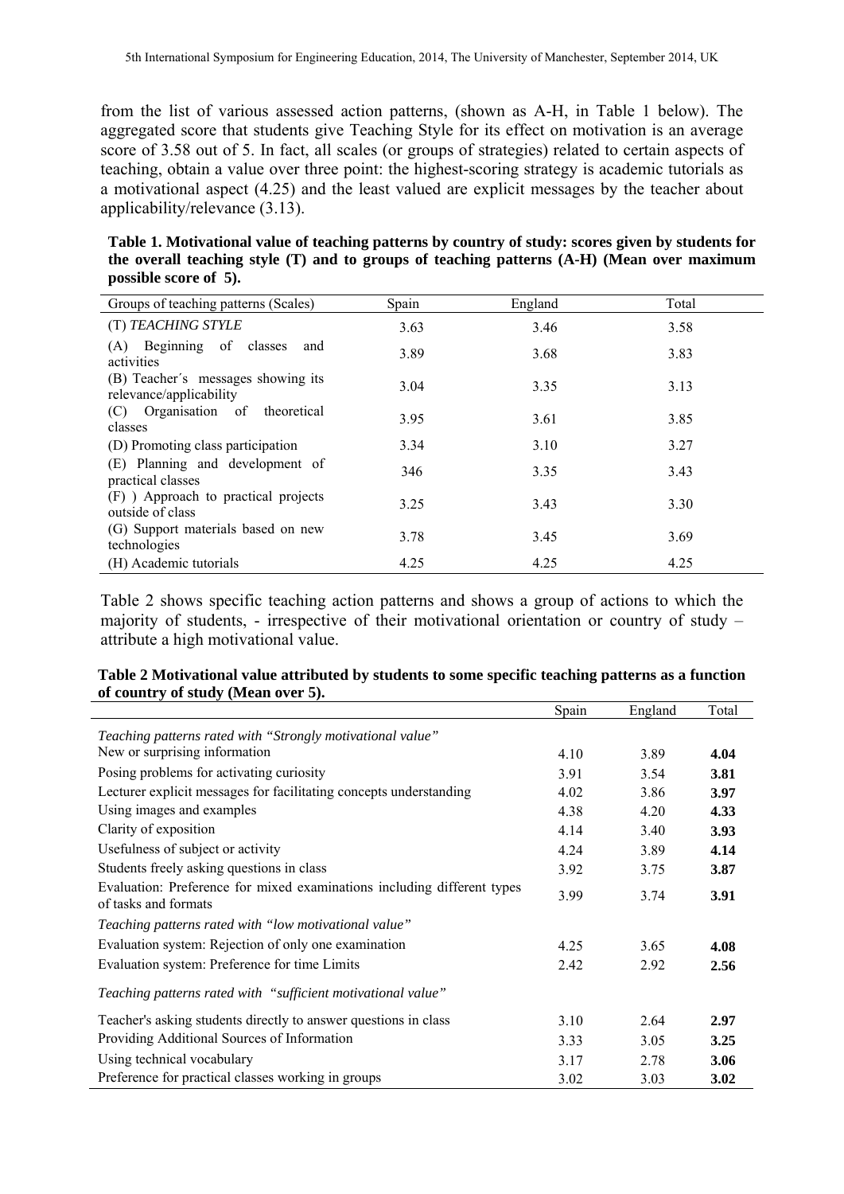from the list of various assessed action patterns, (shown as A-H, in Table 1 below). The aggregated score that students give Teaching Style for its effect on motivation is an average score of 3.58 out of 5. In fact, all scales (or groups of strategies) related to certain aspects of teaching, obtain a value over three point: the highest-scoring strategy is academic tutorials as a motivational aspect (4.25) and the least valued are explicit messages by the teacher about applicability/relevance (3.13).

**Table 1. Motivational value of teaching patterns by country of study: scores given by students for the overall teaching style (T) and to groups of teaching patterns (A-H) (Mean over maximum possible score of 5).**

| Groups of teaching patterns (Scales) | Spain | England | Total |
|---|---|---|---|
| (T) *TEACHING STYLE* | 3.63 | 3.46 | 3.58 |
| (A) Beginning of classes and activities | 3.89 | 3.68 | 3.83 |
| (B) Teacher´s messages showing its relevance/applicability | 3.04 | 3.35 | 3.13 |
| (C) Organisation of theoretical classes | 3.95 | 3.61 | 3.85 |
| (D) Promoting class participation | 3.34 | 3.10 | 3.27 |
| (E) Planning and development of practical classes | 346 | 3.35 | 3.43 |
| (F) ) Approach to practical projects outside of class | 3.25 | 3.43 | 3.30 |
| (G) Support materials based on new technologies | 3.78 | 3.45 | 3.69 |
| (H) Academic tutorials | 4.25 | 4.25 | 4.25 |

Table 2 shows specific teaching action patterns and shows a group of actions to which the majority of students, - irrespective of their motivational orientation or country of study – attribute a high motivational value.

**Table 2 Motivational value attributed by students to some specific teaching patterns as a function of country of study (Mean over 5).**

| | Spain | England | Total |
|---|---|---|---|
| *Teaching patterns rated with "Strongly motivational value"* | | | |
| New or surprising information | 4.10 | 3.89 | **4.04** |
| Posing problems for activating curiosity | 3.91 | 3.54 | **3.81** |
| Lecturer explicit messages for facilitating concepts understanding | 4.02 | 3.86 | **3.97** |
| Using images and examples | 4.38 | 4.20 | **4.33** |
| Clarity of exposition | 4.14 | 3.40 | **3.93** |
| Usefulness of subject or activity | 4.24 | 3.89 | **4.14** |
| Students freely asking questions in class | 3.92 | 3.75 | **3.87** |
| Evaluation: Preference for mixed examinations including different types of tasks and formats | 3.99 | 3.74 | **3.91** |
| *Teaching patterns rated with "low motivational value"* | | | |
| Evaluation system: Rejection of only one examination | 4.25 | 3.65 | **4.08** |
| Evaluation system: Preference for time Limits | 2.42 | 2.92 | **2.56** |
| *Teaching patterns rated with "sufficient motivational value"* | | | |
| Teacher's asking students directly to answer questions in class | 3.10 | 2.64 | **2.97** |
| Providing Additional Sources of Information | 3.33 | 3.05 | **3.25** |
| Using technical vocabulary | 3.17 | 2.78 | **3.06** |
| Preference for practical classes working in groups | 3.02 | 3.03 | **3.02** |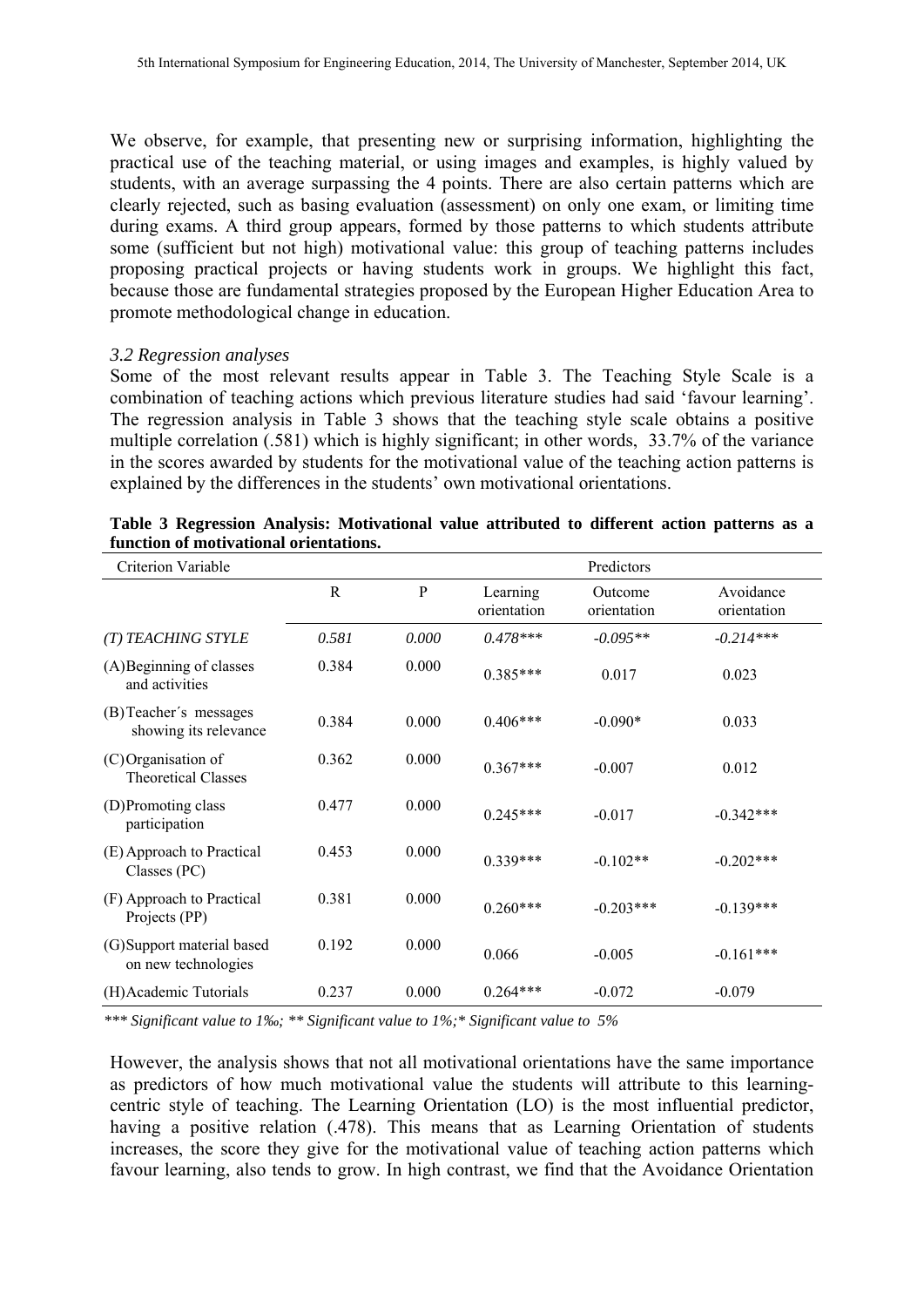We observe, for example, that presenting new or surprising information, highlighting the practical use of the teaching material, or using images and examples, is highly valued by students, with an average surpassing the 4 points. There are also certain patterns which are clearly rejected, such as basing evaluation (assessment) on only one exam, or limiting time during exams. A third group appears, formed by those patterns to which students attribute some (sufficient but not high) motivational value: this group of teaching patterns includes proposing practical projects or having students work in groups. We highlight this fact, because those are fundamental strategies proposed by the European Higher Education Area to promote methodological change in education.

### *3.2 Regression analyses*

Some of the most relevant results appear in Table 3. The Teaching Style Scale is a combination of teaching actions which previous literature studies had said 'favour learning'. The regression analysis in Table 3 shows that the teaching style scale obtains a positive multiple correlation (.581) which is highly significant; in other words, 33.7% of the variance in the scores awarded by students for the motivational value of the teaching action patterns is explained by the differences in the students' own motivational orientations.

**Table 3 Regression Analysis: Motivational value attributed to different action patterns as a function of motivational orientations.**

| Criterion Variable | | | Predictors | | |
|---|---|---|---|---|---|
| | R | P | Learning orientation | Outcome orientation | Avoidance orientation |
| *(T) TEACHING STYLE* | *0.581* | *0.000* | *0.478\*\*\** | *-0.095\*\** | *-0.214\*\*\** |
| (A) Beginning of classes and activities | 0.384 | 0.000 | 0.385*** | 0.017 | 0.023 |
| (B) Teacher´s messages showing its relevance | 0.384 | 0.000 | 0.406*** | -0.090* | 0.033 |
| (C) Organisation of Theoretical Classes | 0.362 | 0.000 | 0.367*** | -0.007 | 0.012 |
| (D) Promoting class participation | 0.477 | 0.000 | 0.245*** | -0.017 | -0.342*** |
| (E) Approach to Practical Classes (PC) | 0.453 | 0.000 | 0.339*** | -0.102** | -0.202*** |
| (F) Approach to Practical Projects (PP) | 0.381 | 0.000 | 0.260*** | -0.203*** | -0.139*** |
| (G) Support material based on new technologies | 0.192 | 0.000 | 0.066 | -0.005 | -0.161*** |
| (H) Academic Tutorials | 0.237 | 0.000 | 0.264*** | -0.072 | -0.079 |

*\*\*\* Significant value to 1‰; \*\* Significant value to 1%;\* Significant value to 5%*

However, the analysis shows that not all motivational orientations have the same importance as predictors of how much motivational value the students will attribute to this learning-centric style of teaching. The Learning Orientation (LO) is the most influential predictor, having a positive relation (.478). This means that as Learning Orientation of students increases, the score they give for the motivational value of teaching action patterns which favour learning, also tends to grow. In high contrast, we find that the Avoidance Orientation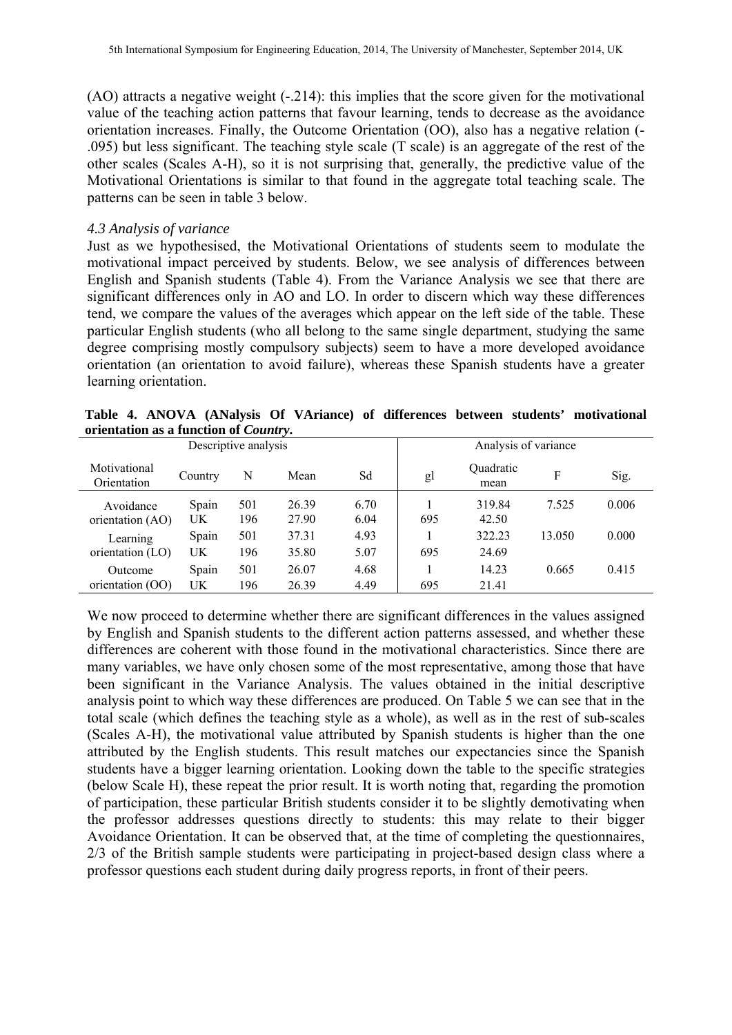(AO) attracts a negative weight (-.214): this implies that the score given for the motivational value of the teaching action patterns that favour learning, tends to decrease as the avoidance orientation increases. Finally, the Outcome Orientation (OO), also has a negative relation (-.095) but less significant. The teaching style scale (T scale) is an aggregate of the rest of the other scales (Scales A-H), so it is not surprising that, generally, the predictive value of the Motivational Orientations is similar to that found in the aggregate total teaching scale. The patterns can be seen in table 3 below.

### *4.3 Analysis of variance*

Just as we hypothesised, the Motivational Orientations of students seem to modulate the motivational impact perceived by students. Below, we see analysis of differences between English and Spanish students (Table 4). From the Variance Analysis we see that there are significant differences only in AO and LO. In order to discern which way these differences tend, we compare the values of the averages which appear on the left side of the table. These particular English students (who all belong to the same single department, studying the same degree comprising mostly compulsory subjects) seem to have a more developed avoidance orientation (an orientation to avoid failure), whereas these Spanish students have a greater learning orientation.

**Table 4. ANOVA (ANalysis Of VAriance) of differences between students' motivational orientation as a function of *Country*.**

| Descriptive analysis | | | | | Analysis of variance | | | |
|---|---|---|---|---|---|---|---|---|
| Motivational Orientation | Country | N | Mean | Sd | gl | Quadratic mean | F | Sig. |
| Avoidance orientation (AO) | Spain | 501 | 26.39 | 6.70 | 1 | 319.84 | 7.525 | 0.006 |
| | UK | 196 | 27.90 | 6.04 | 695 | 42.50 | | |
| Learning orientation (LO) | Spain | 501 | 37.31 | 4.93 | 1 | 322.23 | 13.050 | 0.000 |
| | UK | 196 | 35.80 | 5.07 | 695 | 24.69 | | |
| Outcome orientation (OO) | Spain | 501 | 26.07 | 4.68 | 1 | 14.23 | 0.665 | 0.415 |
| | UK | 196 | 26.39 | 4.49 | 695 | 21.41 | | |

We now proceed to determine whether there are significant differences in the values assigned by English and Spanish students to the different action patterns assessed, and whether these differences are coherent with those found in the motivational characteristics. Since there are many variables, we have only chosen some of the most representative, among those that have been significant in the Variance Analysis. The values obtained in the initial descriptive analysis point to which way these differences are produced. On Table 5 we can see that in the total scale (which defines the teaching style as a whole), as well as in the rest of sub-scales (Scales A-H), the motivational value attributed by Spanish students is higher than the one attributed by the English students. This result matches our expectancies since the Spanish students have a bigger learning orientation. Looking down the table to the specific strategies (below Scale H), these repeat the prior result. It is worth noting that, regarding the promotion of participation, these particular British students consider it to be slightly demotivating when the professor addresses questions directly to students: this may relate to their bigger Avoidance Orientation. It can be observed that, at the time of completing the questionnaires, 2/3 of the British sample students were participating in project-based design class where a professor questions each student during daily progress reports, in front of their peers.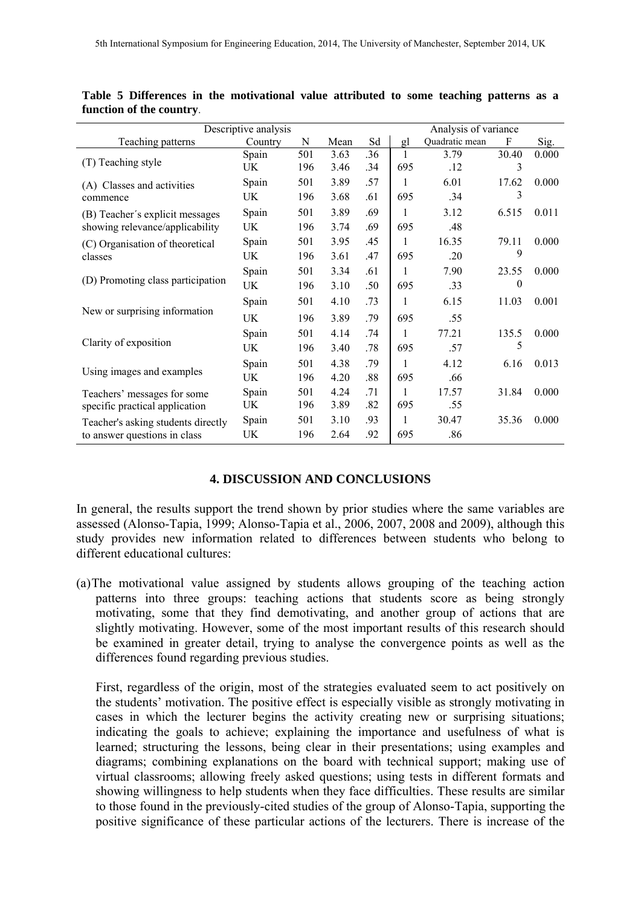**Table 5 Differences in the motivational value attributed to some teaching patterns as a function of the country**.

| Descriptive analysis | | | | | Analysis of variance | | | |
|---|---|---|---|---|---|---|---|---|
| Teaching patterns | Country | N | Mean | Sd | gl | Quadratic mean | F | Sig. |
| (T) Teaching style | Spain | 501 | 3.63 | .36 | 1 | 3.79 | 30.403 | 0.000 |
| | UK | 196 | 3.46 | .34 | 695 | .12 | | |
| (A) Classes and activities commence | Spain | 501 | 3.89 | .57 | 1 | 6.01 | 17.623 | 0.000 |
| | UK | 196 | 3.68 | .61 | 695 | .34 | | |
| (B) Teacher´s explicit messages showing relevance/applicability | Spain | 501 | 3.89 | .69 | 1 | 3.12 | 6.515 | 0.011 |
| | UK | 196 | 3.74 | .69 | 695 | .48 | | |
| (C) Organisation of theoretical classes | Spain | 501 | 3.95 | .45 | 1 | 16.35 | 79.119 | 0.000 |
| | UK | 196 | 3.61 | .47 | 695 | .20 | | |
| (D) Promoting class participation | Spain | 501 | 3.34 | .61 | 1 | 7.90 | 23.550 | 0.000 |
| | UK | 196 | 3.10 | .50 | 695 | .33 | | |
| New or surprising information | Spain | 501 | 4.10 | .73 | 1 | 6.15 | 11.03 | 0.001 |
| | UK | 196 | 3.89 | .79 | 695 | .55 | | |
| Clarity of exposition | Spain | 501 | 4.14 | .74 | 1 | 77.21 | 135.55 | 0.000 |
| | UK | 196 | 3.40 | .78 | 695 | .57 | | |
| Using images and examples | Spain | 501 | 4.38 | .79 | 1 | 4.12 | 6.16 | 0.013 |
| | UK | 196 | 4.20 | .88 | 695 | .66 | | |
| Teachers' messages for some specific practical application | Spain | 501 | 4.24 | .71 | 1 | 17.57 | 31.84 | 0.000 |
| | UK | 196 | 3.89 | .82 | 695 | .55 | | |
| Teacher's asking students directly to answer questions in class | Spain | 501 | 3.10 | .93 | 1 | 30.47 | 35.36 | 0.000 |
| | UK | 196 | 2.64 | .92 | 695 | .86 | | |

## 4. DISCUSSION AND CONCLUSIONS

In general, the results support the trend shown by prior studies where the same variables are assessed (Alonso-Tapia, 1999; Alonso-Tapia et al., 2006, 2007, 2008 and 2009), although this study provides new information related to differences between students who belong to different educational cultures:

(a) The motivational value assigned by students allows grouping of the teaching action patterns into three groups: teaching actions that students score as being strongly motivating, some that they find demotivating, and another group of actions that are slightly motivating. However, some of the most important results of this research should be examined in greater detail, trying to analyse the convergence points as well as the differences found regarding previous studies.

First, regardless of the origin, most of the strategies evaluated seem to act positively on the students' motivation. The positive effect is especially visible as strongly motivating in cases in which the lecturer begins the activity creating new or surprising situations; indicating the goals to achieve; explaining the importance and usefulness of what is learned; structuring the lessons, being clear in their presentations; using examples and diagrams; combining explanations on the board with technical support; making use of virtual classrooms; allowing freely asked questions; using tests in different formats and showing willingness to help students when they face difficulties. These results are similar to those found in the previously-cited studies of the group of Alonso-Tapia, supporting the positive significance of these particular actions of the lecturers. There is increase of the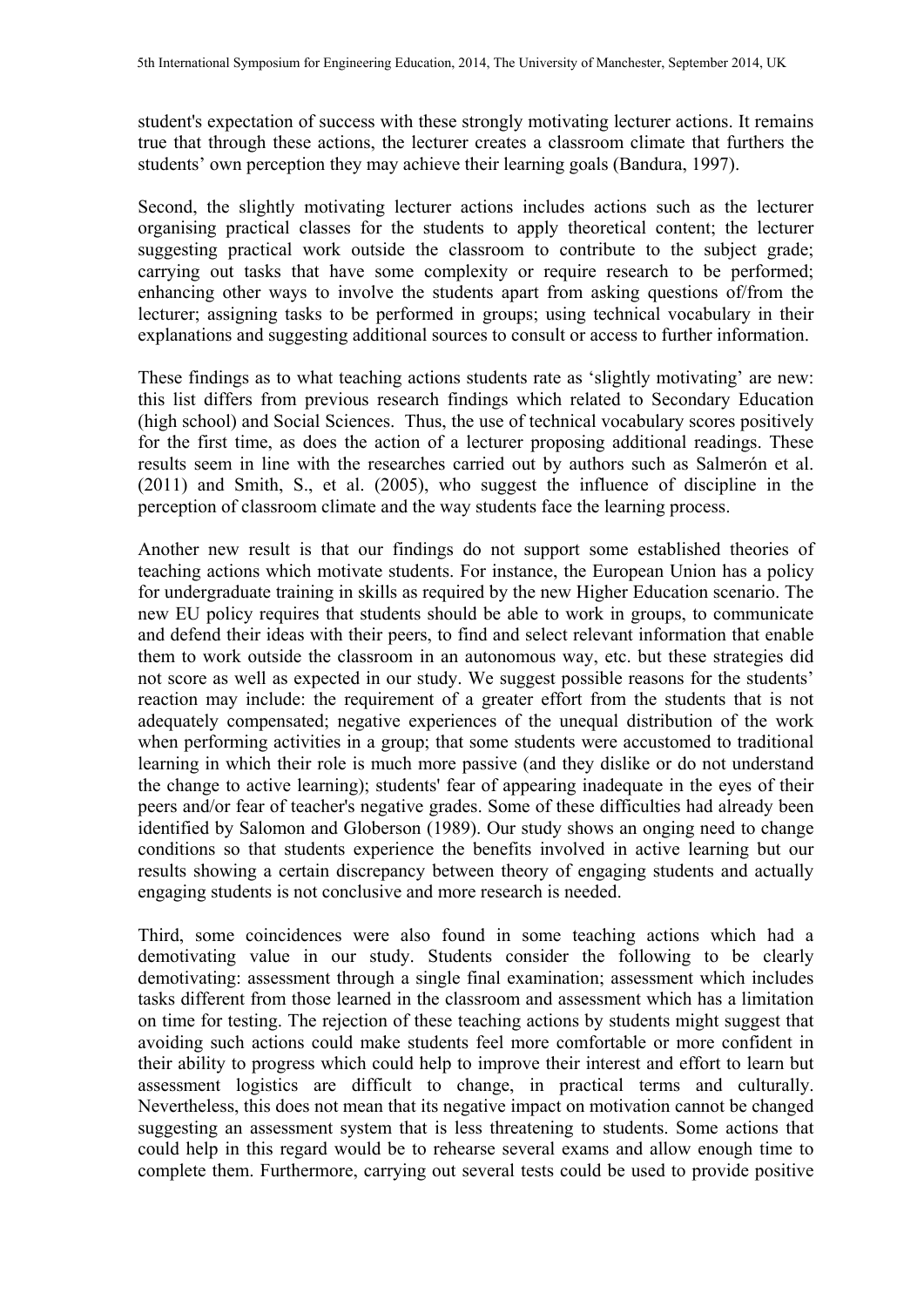student's expectation of success with these strongly motivating lecturer actions. It remains true that through these actions, the lecturer creates a classroom climate that furthers the students' own perception they may achieve their learning goals (Bandura, 1997).

Second, the slightly motivating lecturer actions includes actions such as the lecturer organising practical classes for the students to apply theoretical content; the lecturer suggesting practical work outside the classroom to contribute to the subject grade; carrying out tasks that have some complexity or require research to be performed; enhancing other ways to involve the students apart from asking questions of/from the lecturer; assigning tasks to be performed in groups; using technical vocabulary in their explanations and suggesting additional sources to consult or access to further information.

These findings as to what teaching actions students rate as 'slightly motivating' are new: this list differs from previous research findings which related to Secondary Education (high school) and Social Sciences. Thus, the use of technical vocabulary scores positively for the first time, as does the action of a lecturer proposing additional readings. These results seem in line with the researches carried out by authors such as Salmerón et al. (2011) and Smith, S., et al. (2005), who suggest the influence of discipline in the perception of classroom climate and the way students face the learning process.

Another new result is that our findings do not support some established theories of teaching actions which motivate students. For instance, the European Union has a policy for undergraduate training in skills as required by the new Higher Education scenario. The new EU policy requires that students should be able to work in groups, to communicate and defend their ideas with their peers, to find and select relevant information that enable them to work outside the classroom in an autonomous way, etc. but these strategies did not score as well as expected in our study. We suggest possible reasons for the students' reaction may include: the requirement of a greater effort from the students that is not adequately compensated; negative experiences of the unequal distribution of the work when performing activities in a group; that some students were accustomed to traditional learning in which their role is much more passive (and they dislike or do not understand the change to active learning); students' fear of appearing inadequate in the eyes of their peers and/or fear of teacher's negative grades. Some of these difficulties had already been identified by Salomon and Globerson (1989). Our study shows an onging need to change conditions so that students experience the benefits involved in active learning but our results showing a certain discrepancy between theory of engaging students and actually engaging students is not conclusive and more research is needed.

Third, some coincidences were also found in some teaching actions which had a demotivating value in our study. Students consider the following to be clearly demotivating: assessment through a single final examination; assessment which includes tasks different from those learned in the classroom and assessment which has a limitation on time for testing. The rejection of these teaching actions by students might suggest that avoiding such actions could make students feel more comfortable or more confident in their ability to progress which could help to improve their interest and effort to learn but assessment logistics are difficult to change, in practical terms and culturally. Nevertheless, this does not mean that its negative impact on motivation cannot be changed suggesting an assessment system that is less threatening to students. Some actions that could help in this regard would be to rehearse several exams and allow enough time to complete them. Furthermore, carrying out several tests could be used to provide positive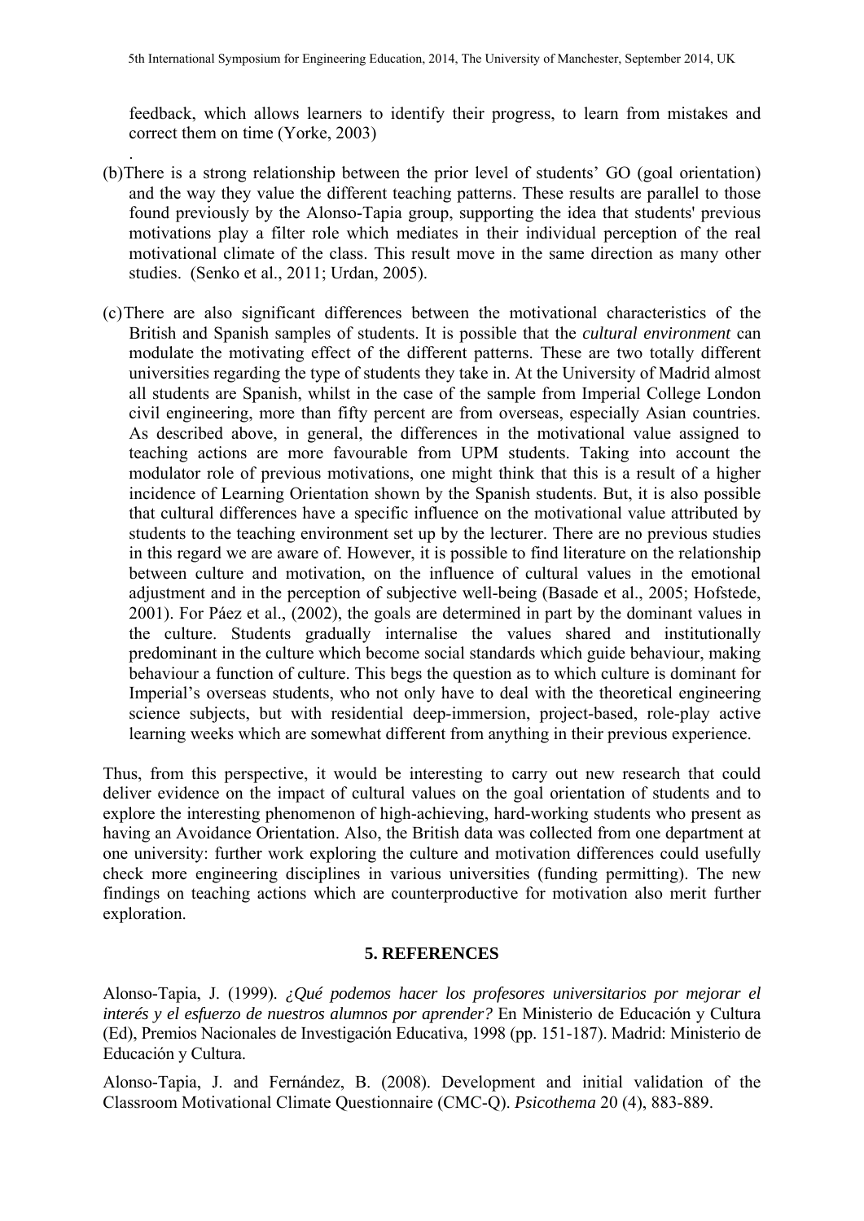feedback, which allows learners to identify their progress, to learn from mistakes and correct them on time (Yorke, 2003)

.

(b) There is a strong relationship between the prior level of students' GO (goal orientation) and the way they value the different teaching patterns. These results are parallel to those found previously by the Alonso-Tapia group, supporting the idea that students' previous motivations play a filter role which mediates in their individual perception of the real motivational climate of the class. This result move in the same direction as many other studies. (Senko et al., 2011; Urdan, 2005).

(c) There are also significant differences between the motivational characteristics of the British and Spanish samples of students. It is possible that the *cultural environment* can modulate the motivating effect of the different patterns. These are two totally different universities regarding the type of students they take in. At the University of Madrid almost all students are Spanish, whilst in the case of the sample from Imperial College London civil engineering, more than fifty percent are from overseas, especially Asian countries. As described above, in general, the differences in the motivational value assigned to teaching actions are more favourable from UPM students. Taking into account the modulator role of previous motivations, one might think that this is a result of a higher incidence of Learning Orientation shown by the Spanish students. But, it is also possible that cultural differences have a specific influence on the motivational value attributed by students to the teaching environment set up by the lecturer. There are no previous studies in this regard we are aware of. However, it is possible to find literature on the relationship between culture and motivation, on the influence of cultural values in the emotional adjustment and in the perception of subjective well-being (Basade et al., 2005; Hofstede, 2001). For Páez et al., (2002), the goals are determined in part by the dominant values in the culture. Students gradually internalise the values shared and institutionally predominant in the culture which become social standards which guide behaviour, making behaviour a function of culture. This begs the question as to which culture is dominant for Imperial's overseas students, who not only have to deal with the theoretical engineering science subjects, but with residential deep-immersion, project-based, role-play active learning weeks which are somewhat different from anything in their previous experience.

Thus, from this perspective, it would be interesting to carry out new research that could deliver evidence on the impact of cultural values on the goal orientation of students and to explore the interesting phenomenon of high-achieving, hard-working students who present as having an Avoidance Orientation. Also, the British data was collected from one department at one university: further work exploring the culture and motivation differences could usefully check more engineering disciplines in various universities (funding permitting). The new findings on teaching actions which are counterproductive for motivation also merit further exploration.

## 5. REFERENCES

Alonso-Tapia, J. (1999). *¿Qué podemos hacer los profesores universitarios por mejorar el interés y el esfuerzo de nuestros alumnos por aprender?* En Ministerio de Educación y Cultura (Ed), Premios Nacionales de Investigación Educativa, 1998 (pp. 151-187). Madrid: Ministerio de Educación y Cultura.

Alonso-Tapia, J. and Fernández, B. (2008). Development and initial validation of the Classroom Motivational Climate Questionnaire (CMC-Q). *Psicothema* 20 (4), 883-889.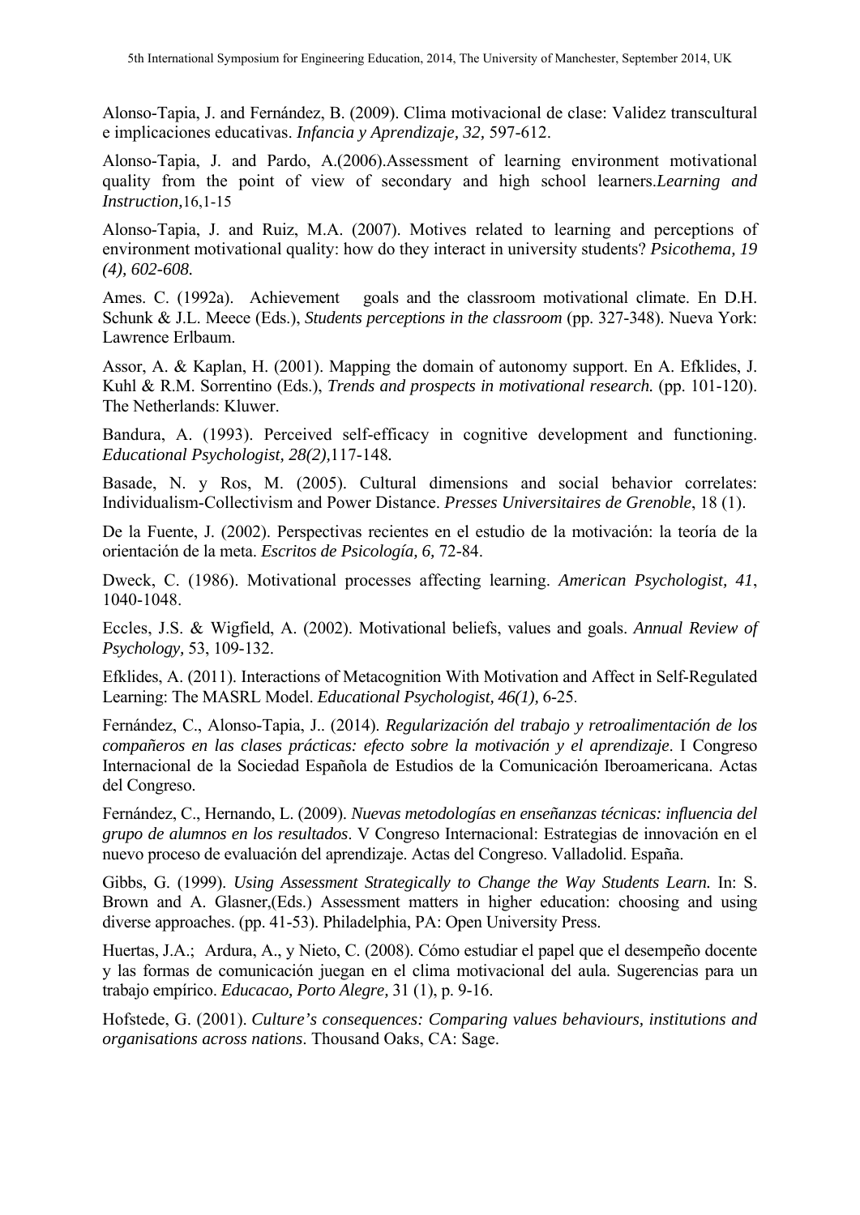Alonso-Tapia, J. and Fernández, B. (2009). Clima motivacional de clase: Validez transcultural e implicaciones educativas. *Infancia y Aprendizaje, 32,* 597-612.

Alonso-Tapia, J. and Pardo, A.(2006).Assessment of learning environment motivational quality from the point of view of secondary and high school learners.*Learning and Instruction,*16,1-15

Alonso-Tapia, J. and Ruiz, M.A. (2007). Motives related to learning and perceptions of environment motivational quality: how do they interact in university students? *Psicothema, 19 (4), 602-608.*

Ames. C. (1992a). Achievement goals and the classroom motivational climate. En D.H. Schunk & J.L. Meece (Eds.), *Students perceptions in the classroom* (pp. 327-348). Nueva York: Lawrence Erlbaum.

Assor, A. & Kaplan, H. (2001). Mapping the domain of autonomy support. En A. Efklides, J. Kuhl & R.M. Sorrentino (Eds.), *Trends and prospects in motivational research.* (pp. 101-120). The Netherlands: Kluwer.

Bandura, A. (1993). Perceived self-efficacy in cognitive development and functioning. *Educational Psychologist, 28(2),*117-148*.*

Basade, N. y Ros, M. (2005). Cultural dimensions and social behavior correlates: Individualism-Collectivism and Power Distance. *Presses Universitaires de Grenoble*, 18 (1).

De la Fuente, J. (2002). Perspectivas recientes en el estudio de la motivación: la teoría de la orientación de la meta. *Escritos de Psicología, 6,* 72-84.

Dweck, C. (1986). Motivational processes affecting learning. *American Psychologist, 41*, 1040-1048.

Eccles, J.S. & Wigfield, A. (2002). Motivational beliefs, values and goals. *Annual Review of Psychology,* 53, 109-132.

Efklides, A. (2011). Interactions of Metacognition With Motivation and Affect in Self-Regulated Learning: The MASRL Model. *Educational Psychologist, 46(1),* 6-25.

Fernández, C., Alonso-Tapia, J.. (2014). *Regularización del trabajo y retroalimentación de los compañeros en las clases prácticas: efecto sobre la motivación y el aprendizaje*. I Congreso Internacional de la Sociedad Española de Estudios de la Comunicación Iberoamericana. Actas del Congreso.

Fernández, C., Hernando, L. (2009). *Nuevas metodologías en enseñanzas técnicas: influencia del grupo de alumnos en los resultados*. V Congreso Internacional: Estrategias de innovación en el nuevo proceso de evaluación del aprendizaje. Actas del Congreso. Valladolid. España.

Gibbs, G. (1999). *Using Assessment Strategically to Change the Way Students Learn.* In: S. Brown and A. Glasner,(Eds.) Assessment matters in higher education: choosing and using diverse approaches. (pp. 41-53). Philadelphia, PA: Open University Press.

Huertas, J.A.; Ardura, A., y Nieto, C. (2008). Cómo estudiar el papel que el desempeño docente y las formas de comunicación juegan en el clima motivacional del aula. Sugerencias para un trabajo empírico. *Educacao, Porto Alegre,* 31 (1), p. 9-16.

Hofstede, G. (2001). *Culture's consequences: Comparing values behaviours, institutions and organisations across nations*. Thousand Oaks, CA: Sage.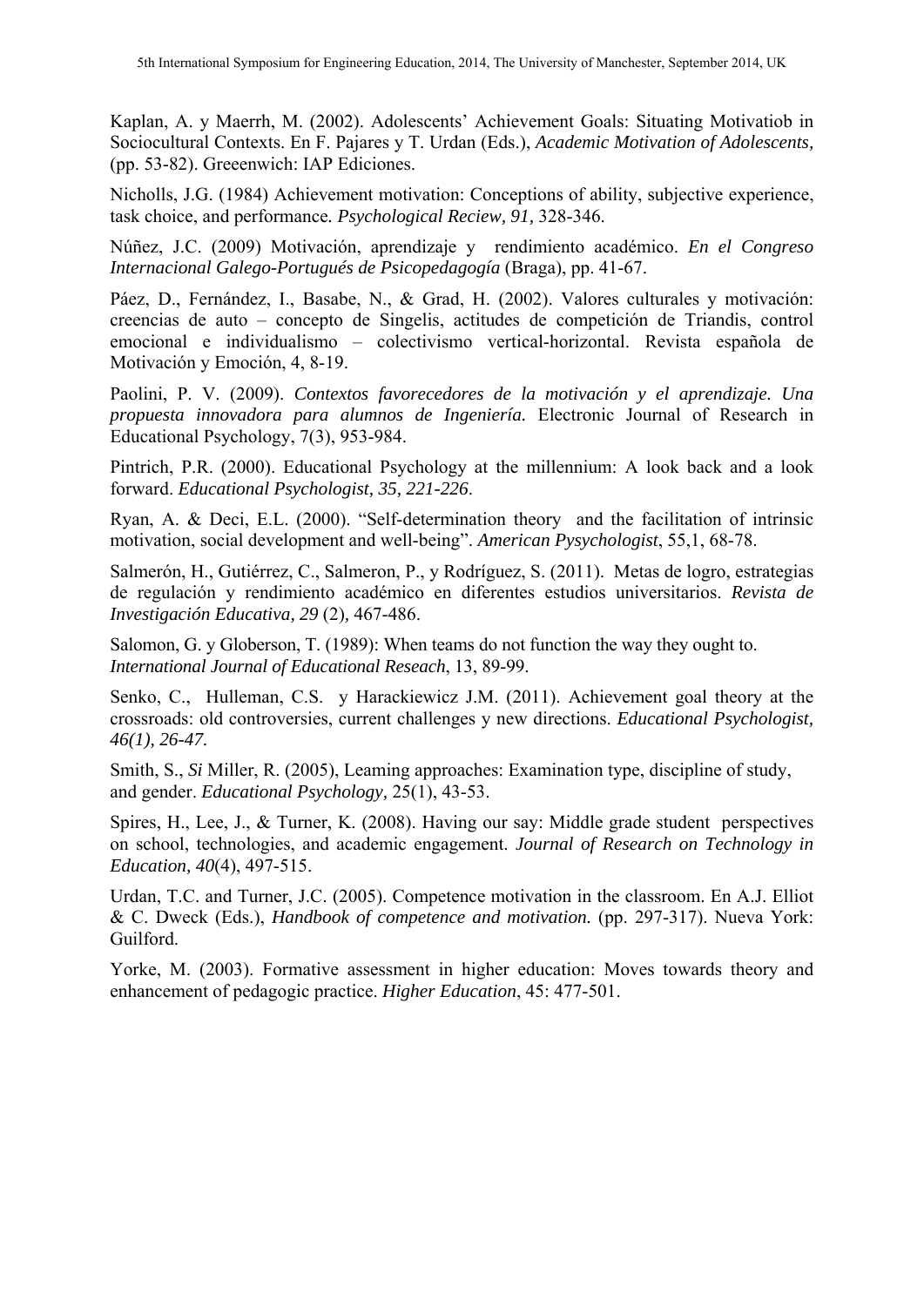Kaplan, A. y Maerrh, M. (2002). Adolescents' Achievement Goals: Situating Motivatiob in Sociocultural Contexts. En F. Pajares y T. Urdan (Eds.), *Academic Motivation of Adolescents,* (pp. 53-82). Greeenwich: IAP Ediciones.

Nicholls, J.G. (1984) Achievement motivation: Conceptions of ability, subjective experience, task choice, and performance*. Psychological Reciew, 91,* 328-346.

Núñez, J.C. (2009) Motivación, aprendizaje y rendimiento académico. *En el Congreso Internacional Galego-Portugués de Psicopedagogía* (Braga), pp. 41-67.

Páez, D., Fernández, I., Basabe, N., & Grad, H. (2002). Valores culturales y motivación: creencias de auto – concepto de Singelis, actitudes de competición de Triandis, control emocional e individualismo – colectivismo vertical-horizontal. Revista española de Motivación y Emoción, 4, 8-19.

Paolini, P. V. (2009). *Contextos favorecedores de la motivación y el aprendizaje. Una propuesta innovadora para alumnos de Ingeniería.* Electronic Journal of Research in Educational Psychology, 7(3), 953-984.

Pintrich, P.R. (2000). Educational Psychology at the millennium: A look back and a look forward. *Educational Psychologist, 35, 221-226*.

Ryan, A. & Deci, E.L. (2000). "Self-determination theory and the facilitation of intrinsic motivation, social development and well-being". *American Pysychologist*, 55,1, 68-78.

Salmerón, H., Gutiérrez, C., Salmeron, P., y Rodríguez, S. (2011). Metas de logro, estrategias de regulación y rendimiento académico en diferentes estudios universitarios. *Revista de Investigación Educativa, 29* (2), 467-486.

Salomon, G. y Globerson, T. (1989): When teams do not function the way they ought to. *International Journal of Educational Reseach*, 13, 89-99.

Senko, C., Hulleman, C.S. y Harackiewicz J.M. (2011). Achievement goal theory at the crossroads: old controversies, current challenges y new directions. *Educational Psychologist, 46(1), 26-47.*

Smith, S., *Si* Miller, R. (2005), Leaming approaches: Examination type, discipline of study, and gender. *Educational Psychology,* 25(1), 43-53.

Spires, H., Lee, J., & Turner, K. (2008). Having our say: Middle grade student perspectives on school, technologies, and academic engagement. *Journal of Research on Technology in Education, 40*(4), 497-515.

Urdan, T.C. and Turner, J.C. (2005). Competence motivation in the classroom. En A.J. Elliot & C. Dweck (Eds.), *Handbook of competence and motivation.* (pp. 297-317). Nueva York: Guilford.

Yorke, M. (2003). Formative assessment in higher education: Moves towards theory and enhancement of pedagogic practice. *Higher Education*, 45: 477-501.